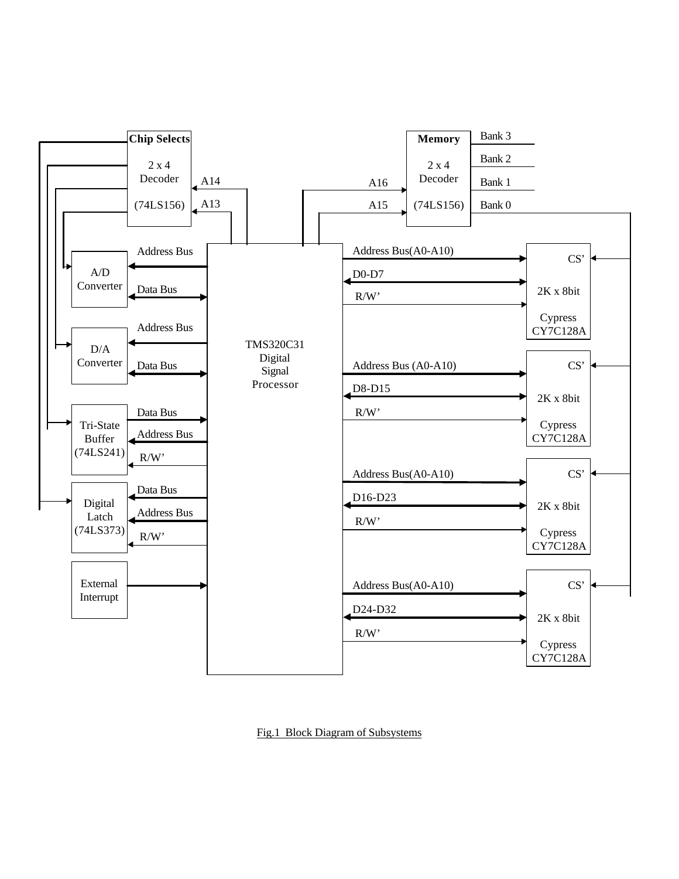**Chip Selects**

2 x 4
Decoder

(74LS156)

A14

A13

**Memory**

2 x 4
Decoder

(74LS156)

A16

A15

Bank 3

Bank 2

Bank 1

Bank 0

A/D
Converter

Address Bus

Data Bus

D/A
Converter

Address Bus

Data Bus

Tri-State
Buffer
(74LS241)

Data Bus

Address Bus

R/W’

Digital
Latch
(74LS373)

Data Bus

Address Bus

R/W’

External
Interrupt

TMS320C31
Digital
Signal
Processor

Address Bus(A0-A10)

D0-D7

R/W’

CS’

2K x 8bit

Cypress
CY7C128A

Address Bus (A0-A10)

D8-D15

R/W’

CS’

2K x 8bit

Cypress
CY7C128A

Address Bus(A0-A10)

D16-D23

R/W’

CS’

2K x 8bit

Cypress
CY7C128A

Address Bus(A0-A10)

D24-D32

R/W’

CS’

2K x 8bit

Cypress
CY7C128A

Fig.1 Block Diagram of Subsystems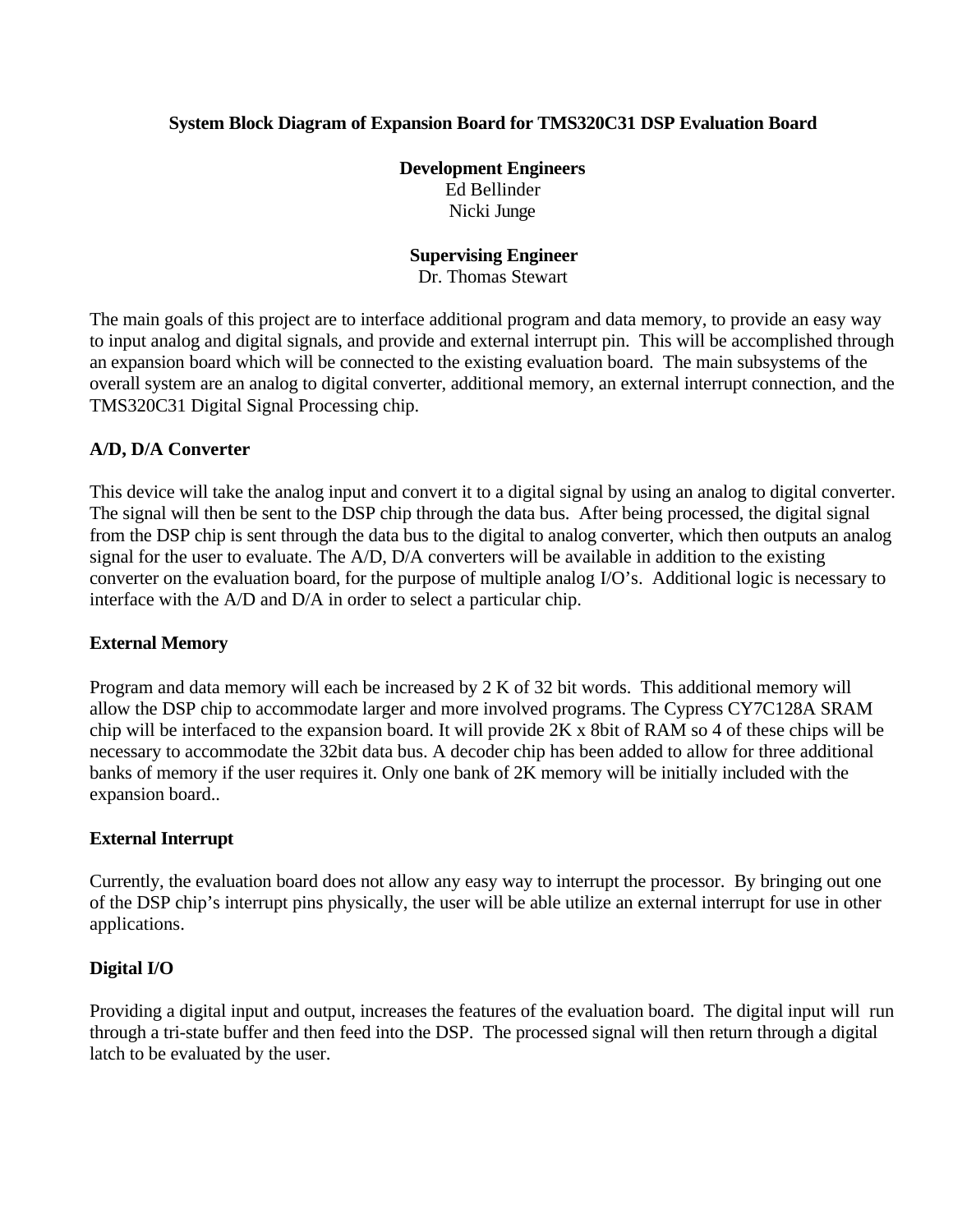**System Block Diagram of Expansion Board for TMS320C31 DSP Evaluation Board**

**Development Engineers**
Ed Bellinder
Nicki Junge

**Supervising Engineer**
Dr. Thomas Stewart

The main goals of this project are to interface additional program and data memory, to provide an easy way to input analog and digital signals, and provide and external interrupt pin. This will be accomplished through an expansion board which will be connected to the existing evaluation board. The main subsystems of the overall system are an analog to digital converter, additional memory, an external interrupt connection, and the TMS320C31 Digital Signal Processing chip.

**A/D, D/A Converter**

This device will take the analog input and convert it to a digital signal by using an analog to digital converter. The signal will then be sent to the DSP chip through the data bus. After being processed, the digital signal from the DSP chip is sent through the data bus to the digital to analog converter, which then outputs an analog signal for the user to evaluate. The A/D, D/A converters will be available in addition to the existing converter on the evaluation board, for the purpose of multiple analog I/O's. Additional logic is necessary to interface with the A/D and D/A in order to select a particular chip.

**External Memory**

Program and data memory will each be increased by 2 K of 32 bit words. This additional memory will allow the DSP chip to accommodate larger and more involved programs. The Cypress CY7C128A SRAM chip will be interfaced to the expansion board. It will provide 2K x 8bit of RAM so 4 of these chips will be necessary to accommodate the 32bit data bus. A decoder chip has been added to allow for three additional banks of memory if the user requires it. Only one bank of 2K memory will be initially included with the expansion board..

**External Interrupt**

Currently, the evaluation board does not allow any easy way to interrupt the processor. By bringing out one of the DSP chip's interrupt pins physically, the user will be able utilize an external interrupt for use in other applications.

**Digital I/O**

Providing a digital input and output, increases the features of the evaluation board. The digital input will run through a tri-state buffer and then feed into the DSP. The processed signal will then return through a digital latch to be evaluated by the user.